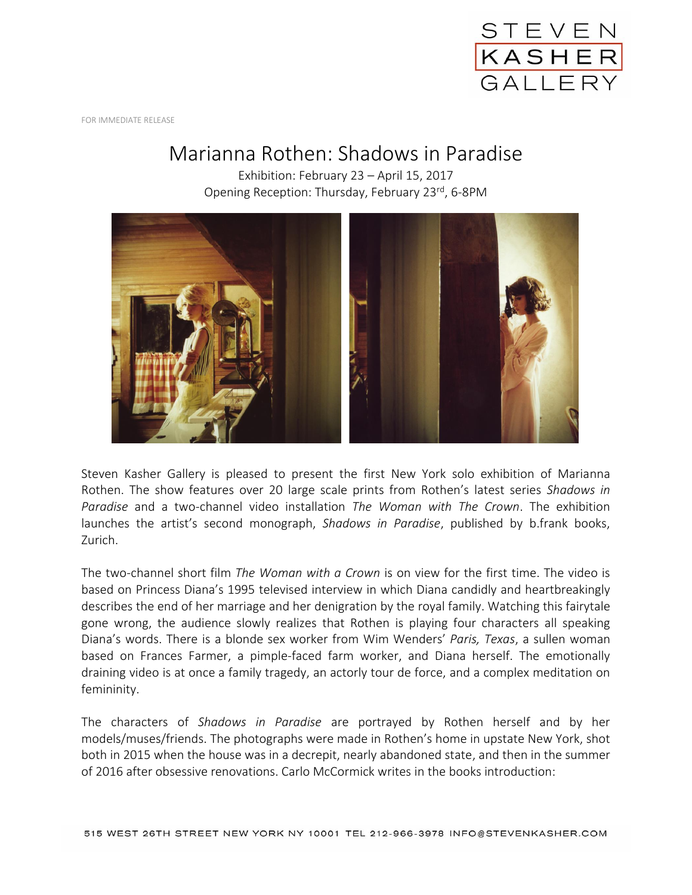STEVEN KASHER GALLERY

FOR IMMEDIATE RELEASE

# Marianna Rothen: Shadows in Paradise

Exhibition: February 23 – April 15, 2017
Opening Reception: Thursday, February 23rd, 6-8PM

Steven Kasher Gallery is pleased to present the first New York solo exhibition of Marianna Rothen. The show features over 20 large scale prints from Rothen's latest series *Shadows in Paradise* and a two-channel video installation *The Woman with The Crown*. The exhibition launches the artist's second monograph, *Shadows in Paradise*, published by b.frank books, Zurich.

The two-channel short film *The Woman with a Crown* is on view for the first time. The video is based on Princess Diana's 1995 televised interview in which Diana candidly and heartbreakingly describes the end of her marriage and her denigration by the royal family. Watching this fairytale gone wrong, the audience slowly realizes that Rothen is playing four characters all speaking Diana's words. There is a blonde sex worker from Wim Wenders' *Paris, Texas*, a sullen woman based on Frances Farmer, a pimple-faced farm worker, and Diana herself. The emotionally draining video is at once a family tragedy, an actorly tour de force, and a complex meditation on femininity.

The characters of *Shadows in Paradise* are portrayed by Rothen herself and by her models/muses/friends. The photographs were made in Rothen's home in upstate New York, shot both in 2015 when the house was in a decrepit, nearly abandoned state, and then in the summer of 2016 after obsessive renovations. Carlo McCormick writes in the books introduction:

515 WEST 26TH STREET NEW YORK NY 10001 TEL 212-966-3978 INFO@STEVENKASHER.COM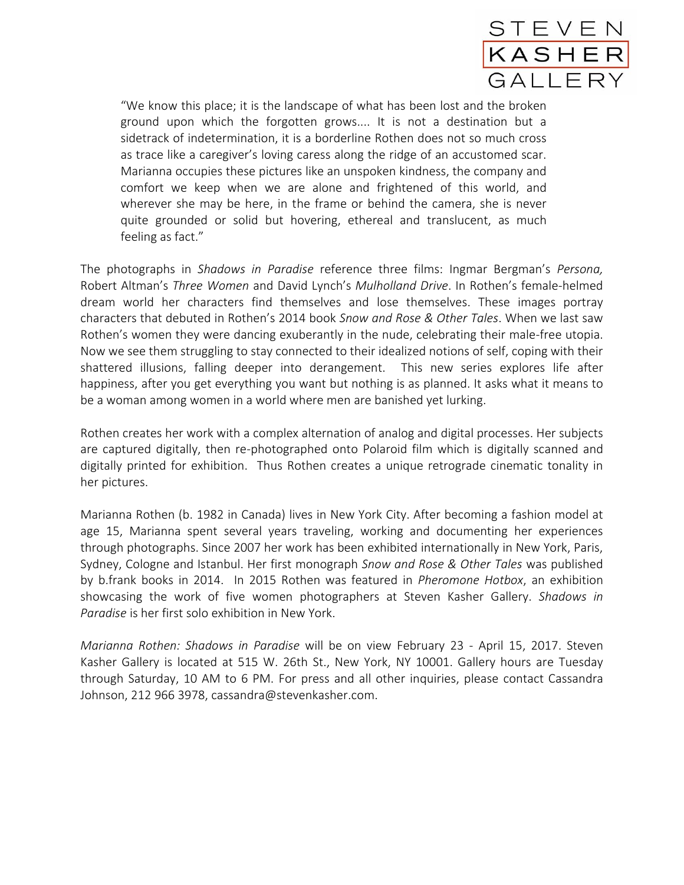> "We know this place; it is the landscape of what has been lost and the broken ground upon which the forgotten grows.... It is not a destination but a sidetrack of indetermination, it is a borderline Rothen does not so much cross as trace like a caregiver's loving caress along the ridge of an accustomed scar. Marianna occupies these pictures like an unspoken kindness, the company and comfort we keep when we are alone and frightened of this world, and wherever she may be here, in the frame or behind the camera, she is never quite grounded or solid but hovering, ethereal and translucent, as much feeling as fact."

The photographs in *Shadows in Paradise* reference three films: Ingmar Bergman's *Persona,* Robert Altman's *Three Women* and David Lynch's *Mulholland Drive*. In Rothen's female-helmed dream world her characters find themselves and lose themselves. These images portray characters that debuted in Rothen's 2014 book *Snow and Rose & Other Tales*. When we last saw Rothen's women they were dancing exuberantly in the nude, celebrating their male-free utopia. Now we see them struggling to stay connected to their idealized notions of self, coping with their shattered illusions, falling deeper into derangement. This new series explores life after happiness, after you get everything you want but nothing is as planned. It asks what it means to be a woman among women in a world where men are banished yet lurking.

Rothen creates her work with a complex alternation of analog and digital processes. Her subjects are captured digitally, then re-photographed onto Polaroid film which is digitally scanned and digitally printed for exhibition. Thus Rothen creates a unique retrograde cinematic tonality in her pictures.

Marianna Rothen (b. 1982 in Canada) lives in New York City. After becoming a fashion model at age 15, Marianna spent several years traveling, working and documenting her experiences through photographs. Since 2007 her work has been exhibited internationally in New York, Paris, Sydney, Cologne and Istanbul. Her first monograph *Snow and Rose & Other Tales* was published by b.frank books in 2014. In 2015 Rothen was featured in *Pheromone Hotbox*, an exhibition showcasing the work of five women photographers at Steven Kasher Gallery. *Shadows in Paradise* is her first solo exhibition in New York.

*Marianna Rothen: Shadows in Paradise* will be on view February 23 - April 15, 2017. Steven Kasher Gallery is located at 515 W. 26th St., New York, NY 10001. Gallery hours are Tuesday through Saturday, 10 AM to 6 PM. For press and all other inquiries, please contact Cassandra Johnson, 212 966 3978, cassandra@stevenkasher.com.